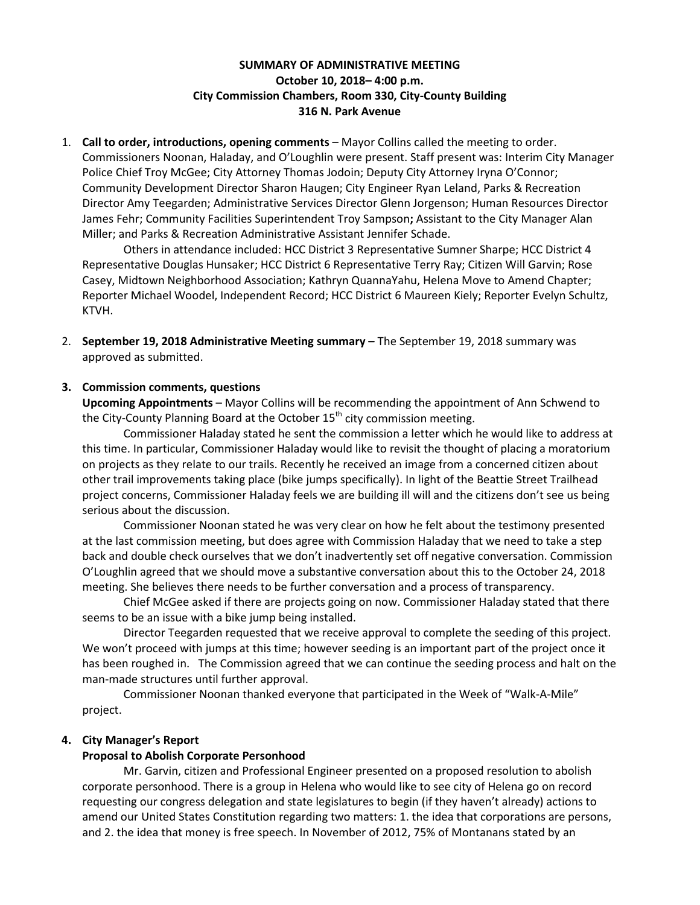**SUMMARY OF ADMINISTRATIVE MEETING**
**October 10, 2018– 4:00 p.m.**
**City Commission Chambers, Room 330, City-County Building**
**316 N. Park Avenue**

1. **Call to order, introductions, opening comments** – Mayor Collins called the meeting to order. Commissioners Noonan, Haladay, and O'Loughlin were present. Staff present was: Interim City Manager Police Chief Troy McGee; City Attorney Thomas Jodoin; Deputy City Attorney Iryna O'Connor; Community Development Director Sharon Haugen; City Engineer Ryan Leland, Parks & Recreation Director Amy Teegarden; Administrative Services Director Glenn Jorgenson; Human Resources Director James Fehr; Community Facilities Superintendent Troy Sampson**;** Assistant to the City Manager Alan Miller; and Parks & Recreation Administrative Assistant Jennifer Schade.

   Others in attendance included: HCC District 3 Representative Sumner Sharpe; HCC District 4 Representative Douglas Hunsaker; HCC District 6 Representative Terry Ray; Citizen Will Garvin; Rose Casey, Midtown Neighborhood Association; Kathryn QuannaYahu, Helena Move to Amend Chapter; Reporter Michael Woodel, Independent Record; HCC District 6 Maureen Kiely; Reporter Evelyn Schultz, KTVH.

2. **September 19, 2018 Administrative Meeting summary –** The September 19, 2018 summary was approved as submitted.

3. **Commission comments, questions**

   **Upcoming Appointments** – Mayor Collins will be recommending the appointment of Ann Schwend to the City-County Planning Board at the October 15th city commission meeting.

   Commissioner Haladay stated he sent the commission a letter which he would like to address at this time. In particular, Commissioner Haladay would like to revisit the thought of placing a moratorium on projects as they relate to our trails. Recently he received an image from a concerned citizen about other trail improvements taking place (bike jumps specifically). In light of the Beattie Street Trailhead project concerns, Commissioner Haladay feels we are building ill will and the citizens don't see us being serious about the discussion.

   Commissioner Noonan stated he was very clear on how he felt about the testimony presented at the last commission meeting, but does agree with Commission Haladay that we need to take a step back and double check ourselves that we don't inadvertently set off negative conversation. Commission O'Loughlin agreed that we should move a substantive conversation about this to the October 24, 2018 meeting. She believes there needs to be further conversation and a process of transparency.

   Chief McGee asked if there are projects going on now. Commissioner Haladay stated that there seems to be an issue with a bike jump being installed.

   Director Teegarden requested that we receive approval to complete the seeding of this project. We won't proceed with jumps at this time; however seeding is an important part of the project once it has been roughed in. The Commission agreed that we can continue the seeding process and halt on the man-made structures until further approval.

   Commissioner Noonan thanked everyone that participated in the Week of "Walk-A-Mile" project.

4. **City Manager's Report**

   **Proposal to Abolish Corporate Personhood**

   Mr. Garvin, citizen and Professional Engineer presented on a proposed resolution to abolish corporate personhood. There is a group in Helena who would like to see city of Helena go on record requesting our congress delegation and state legislatures to begin (if they haven't already) actions to amend our United States Constitution regarding two matters: 1. the idea that corporations are persons, and 2. the idea that money is free speech. In November of 2012, 75% of Montanans stated by an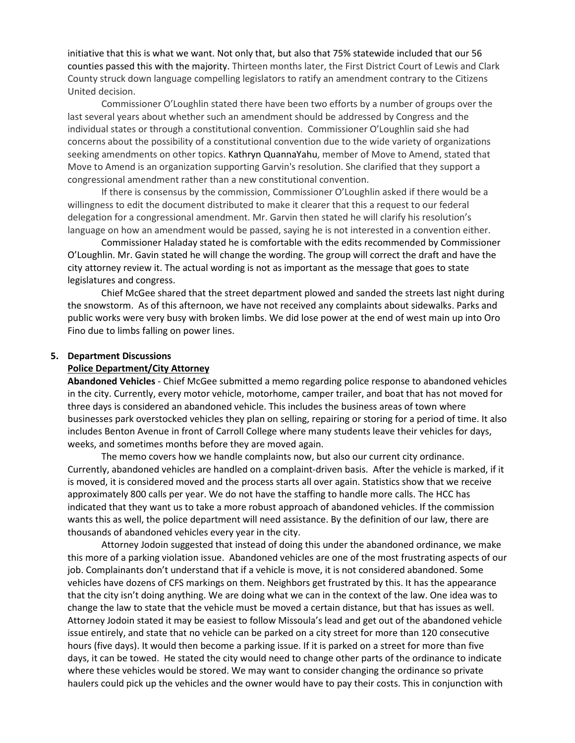initiative that this is what we want. Not only that, but also that 75% statewide included that our 56 counties passed this with the majority. Thirteen months later, the First District Court of Lewis and Clark County struck down language compelling legislators to ratify an amendment contrary to the Citizens United decision.

Commissioner O'Loughlin stated there have been two efforts by a number of groups over the last several years about whether such an amendment should be addressed by Congress and the individual states or through a constitutional convention. Commissioner O'Loughlin said she had concerns about the possibility of a constitutional convention due to the wide variety of organizations seeking amendments on other topics. Kathryn QuannaYahu, member of Move to Amend, stated that Move to Amend is an organization supporting Garvin's resolution. She clarified that they support a congressional amendment rather than a new constitutional convention.

If there is consensus by the commission, Commissioner O'Loughlin asked if there would be a willingness to edit the document distributed to make it clearer that this a request to our federal delegation for a congressional amendment. Mr. Garvin then stated he will clarify his resolution's language on how an amendment would be passed, saying he is not interested in a convention either.

Commissioner Haladay stated he is comfortable with the edits recommended by Commissioner O'Loughlin. Mr. Gavin stated he will change the wording. The group will correct the draft and have the city attorney review it. The actual wording is not as important as the message that goes to state legislatures and congress.

Chief McGee shared that the street department plowed and sanded the streets last night during the snowstorm. As of this afternoon, we have not received any complaints about sidewalks. Parks and public works were very busy with broken limbs. We did lose power at the end of west main up into Oro Fino due to limbs falling on power lines.

**5. Department Discussions**

**Police Department/City Attorney**

**Abandoned Vehicles** - Chief McGee submitted a memo regarding police response to abandoned vehicles in the city. Currently, every motor vehicle, motorhome, camper trailer, and boat that has not moved for three days is considered an abandoned vehicle. This includes the business areas of town where businesses park overstocked vehicles they plan on selling, repairing or storing for a period of time. It also includes Benton Avenue in front of Carroll College where many students leave their vehicles for days, weeks, and sometimes months before they are moved again.

The memo covers how we handle complaints now, but also our current city ordinance. Currently, abandoned vehicles are handled on a complaint-driven basis. After the vehicle is marked, if it is moved, it is considered moved and the process starts all over again. Statistics show that we receive approximately 800 calls per year. We do not have the staffing to handle more calls. The HCC has indicated that they want us to take a more robust approach of abandoned vehicles. If the commission wants this as well, the police department will need assistance. By the definition of our law, there are thousands of abandoned vehicles every year in the city.

Attorney Jodoin suggested that instead of doing this under the abandoned ordinance, we make this more of a parking violation issue. Abandoned vehicles are one of the most frustrating aspects of our job. Complainants don't understand that if a vehicle is move, it is not considered abandoned. Some vehicles have dozens of CFS markings on them. Neighbors get frustrated by this. It has the appearance that the city isn't doing anything. We are doing what we can in the context of the law. One idea was to change the law to state that the vehicle must be moved a certain distance, but that has issues as well. Attorney Jodoin stated it may be easiest to follow Missoula's lead and get out of the abandoned vehicle issue entirely, and state that no vehicle can be parked on a city street for more than 120 consecutive hours (five days). It would then become a parking issue. If it is parked on a street for more than five days, it can be towed. He stated the city would need to change other parts of the ordinance to indicate where these vehicles would be stored. We may want to consider changing the ordinance so private haulers could pick up the vehicles and the owner would have to pay their costs. This in conjunction with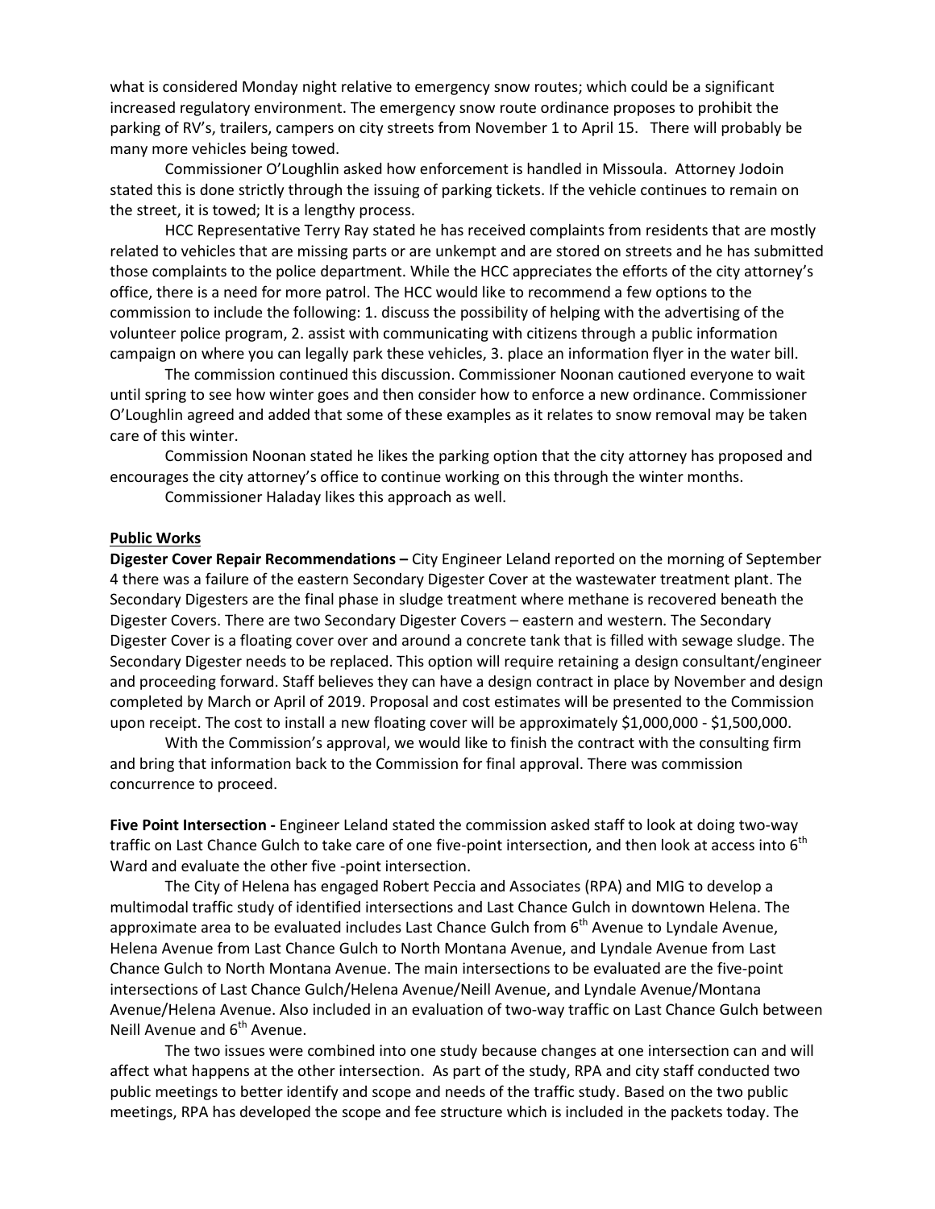what is considered Monday night relative to emergency snow routes; which could be a significant increased regulatory environment. The emergency snow route ordinance proposes to prohibit the parking of RV's, trailers, campers on city streets from November 1 to April 15. There will probably be many more vehicles being towed.

Commissioner O'Loughlin asked how enforcement is handled in Missoula. Attorney Jodoin stated this is done strictly through the issuing of parking tickets. If the vehicle continues to remain on the street, it is towed; It is a lengthy process.

HCC Representative Terry Ray stated he has received complaints from residents that are mostly related to vehicles that are missing parts or are unkempt and are stored on streets and he has submitted those complaints to the police department. While the HCC appreciates the efforts of the city attorney's office, there is a need for more patrol. The HCC would like to recommend a few options to the commission to include the following: 1. discuss the possibility of helping with the advertising of the volunteer police program, 2. assist with communicating with citizens through a public information campaign on where you can legally park these vehicles, 3. place an information flyer in the water bill.

The commission continued this discussion. Commissioner Noonan cautioned everyone to wait until spring to see how winter goes and then consider how to enforce a new ordinance. Commissioner O'Loughlin agreed and added that some of these examples as it relates to snow removal may be taken care of this winter.

Commission Noonan stated he likes the parking option that the city attorney has proposed and encourages the city attorney's office to continue working on this through the winter months.

Commissioner Haladay likes this approach as well.

**Public Works**

**Digester Cover Repair Recommendations –** City Engineer Leland reported on the morning of September 4 there was a failure of the eastern Secondary Digester Cover at the wastewater treatment plant. The Secondary Digesters are the final phase in sludge treatment where methane is recovered beneath the Digester Covers. There are two Secondary Digester Covers – eastern and western. The Secondary Digester Cover is a floating cover over and around a concrete tank that is filled with sewage sludge. The Secondary Digester needs to be replaced. This option will require retaining a design consultant/engineer and proceeding forward. Staff believes they can have a design contract in place by November and design completed by March or April of 2019. Proposal and cost estimates will be presented to the Commission upon receipt. The cost to install a new floating cover will be approximately $1,000,000 - $1,500,000.

With the Commission's approval, we would like to finish the contract with the consulting firm and bring that information back to the Commission for final approval. There was commission concurrence to proceed.

**Five Point Intersection -** Engineer Leland stated the commission asked staff to look at doing two-way traffic on Last Chance Gulch to take care of one five-point intersection, and then look at access into 6th Ward and evaluate the other five -point intersection.

The City of Helena has engaged Robert Peccia and Associates (RPA) and MIG to develop a multimodal traffic study of identified intersections and Last Chance Gulch in downtown Helena. The approximate area to be evaluated includes Last Chance Gulch from 6th Avenue to Lyndale Avenue, Helena Avenue from Last Chance Gulch to North Montana Avenue, and Lyndale Avenue from Last Chance Gulch to North Montana Avenue. The main intersections to be evaluated are the five-point intersections of Last Chance Gulch/Helena Avenue/Neill Avenue, and Lyndale Avenue/Montana Avenue/Helena Avenue. Also included in an evaluation of two-way traffic on Last Chance Gulch between Neill Avenue and 6th Avenue.

The two issues were combined into one study because changes at one intersection can and will affect what happens at the other intersection. As part of the study, RPA and city staff conducted two public meetings to better identify and scope and needs of the traffic study. Based on the two public meetings, RPA has developed the scope and fee structure which is included in the packets today. The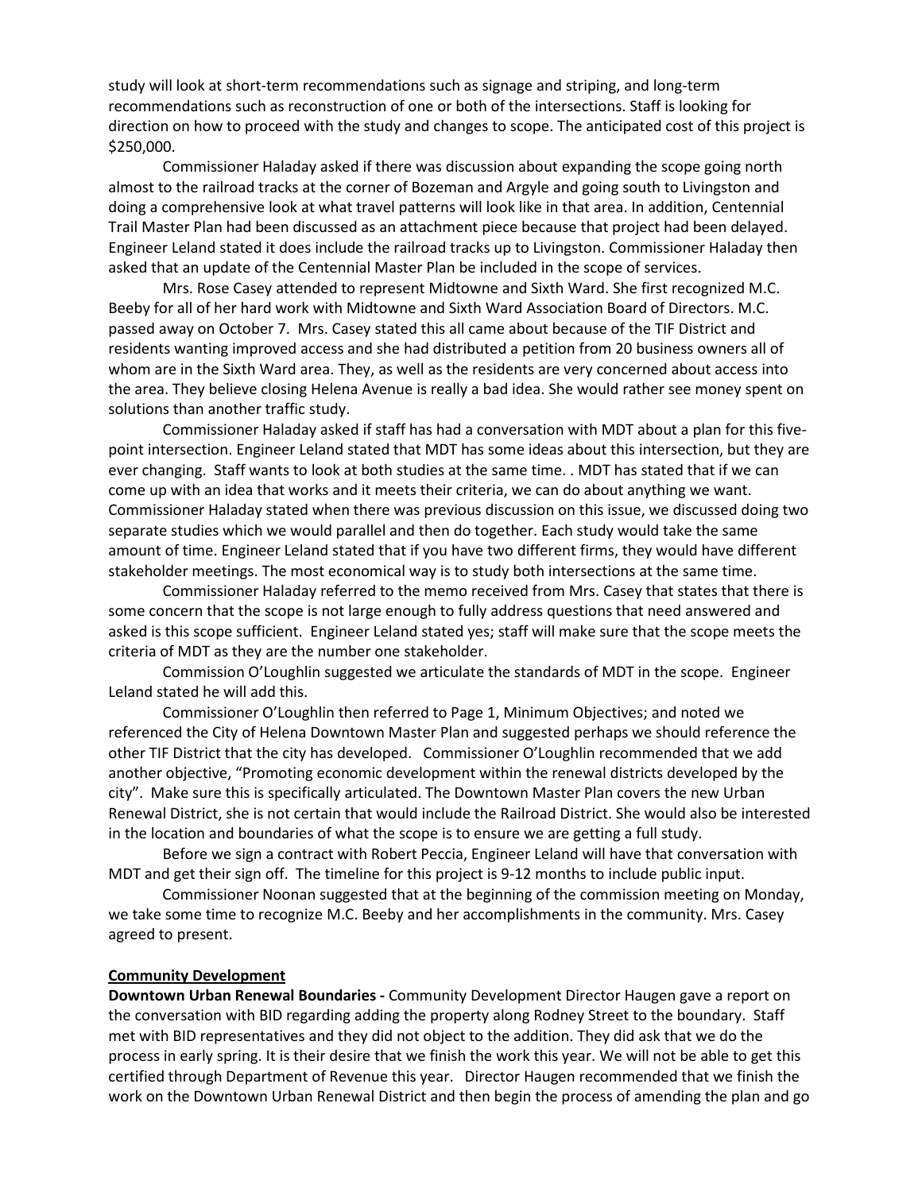study will look at short-term recommendations such as signage and striping, and long-term recommendations such as reconstruction of one or both of the intersections. Staff is looking for direction on how to proceed with the study and changes to scope. The anticipated cost of this project is $250,000.

Commissioner Haladay asked if there was discussion about expanding the scope going north almost to the railroad tracks at the corner of Bozeman and Argyle and going south to Livingston and doing a comprehensive look at what travel patterns will look like in that area. In addition, Centennial Trail Master Plan had been discussed as an attachment piece because that project had been delayed. Engineer Leland stated it does include the railroad tracks up to Livingston. Commissioner Haladay then asked that an update of the Centennial Master Plan be included in the scope of services.

Mrs. Rose Casey attended to represent Midtowne and Sixth Ward. She first recognized M.C. Beeby for all of her hard work with Midtowne and Sixth Ward Association Board of Directors. M.C. passed away on October 7. Mrs. Casey stated this all came about because of the TIF District and residents wanting improved access and she had distributed a petition from 20 business owners all of whom are in the Sixth Ward area. They, as well as the residents are very concerned about access into the area. They believe closing Helena Avenue is really a bad idea. She would rather see money spent on solutions than another traffic study.

Commissioner Haladay asked if staff has had a conversation with MDT about a plan for this five-point intersection. Engineer Leland stated that MDT has some ideas about this intersection, but they are ever changing. Staff wants to look at both studies at the same time. . MDT has stated that if we can come up with an idea that works and it meets their criteria, we can do about anything we want. Commissioner Haladay stated when there was previous discussion on this issue, we discussed doing two separate studies which we would parallel and then do together. Each study would take the same amount of time. Engineer Leland stated that if you have two different firms, they would have different stakeholder meetings. The most economical way is to study both intersections at the same time.

Commissioner Haladay referred to the memo received from Mrs. Casey that states that there is some concern that the scope is not large enough to fully address questions that need answered and asked is this scope sufficient. Engineer Leland stated yes; staff will make sure that the scope meets the criteria of MDT as they are the number one stakeholder.

Commission O'Loughlin suggested we articulate the standards of MDT in the scope. Engineer Leland stated he will add this.

Commissioner O'Loughlin then referred to Page 1, Minimum Objectives; and noted we referenced the City of Helena Downtown Master Plan and suggested perhaps we should reference the other TIF District that the city has developed. Commissioner O'Loughlin recommended that we add another objective, "Promoting economic development within the renewal districts developed by the city". Make sure this is specifically articulated. The Downtown Master Plan covers the new Urban Renewal District, she is not certain that would include the Railroad District. She would also be interested in the location and boundaries of what the scope is to ensure we are getting a full study.

Before we sign a contract with Robert Peccia, Engineer Leland will have that conversation with MDT and get their sign off. The timeline for this project is 9-12 months to include public input.

Commissioner Noonan suggested that at the beginning of the commission meeting on Monday, we take some time to recognize M.C. Beeby and her accomplishments in the community. Mrs. Casey agreed to present.

**<u>Community Development</u>**

**Downtown Urban Renewal Boundaries -** Community Development Director Haugen gave a report on the conversation with BID regarding adding the property along Rodney Street to the boundary. Staff met with BID representatives and they did not object to the addition. They did ask that we do the process in early spring. It is their desire that we finish the work this year. We will not be able to get this certified through Department of Revenue this year. Director Haugen recommended that we finish the work on the Downtown Urban Renewal District and then begin the process of amending the plan and go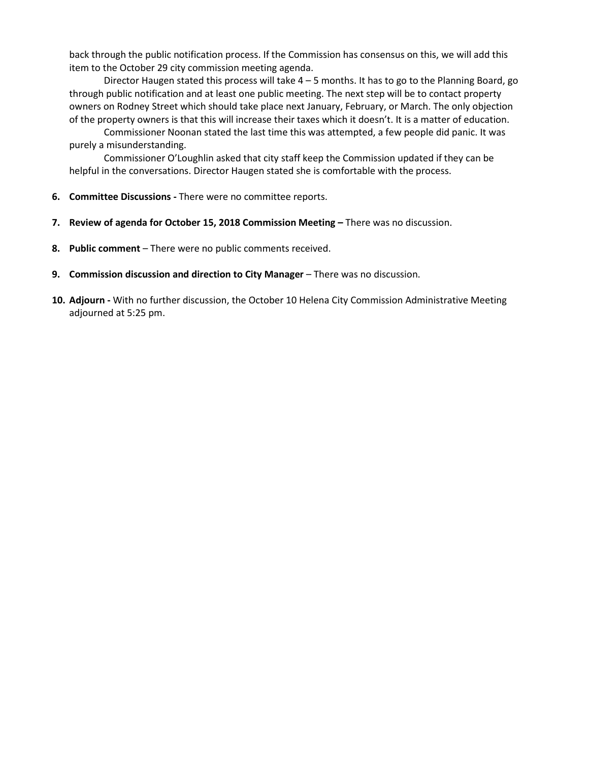back through the public notification process. If the Commission has consensus on this, we will add this item to the October 29 city commission meeting agenda.

Director Haugen stated this process will take 4 – 5 months. It has to go to the Planning Board, go through public notification and at least one public meeting. The next step will be to contact property owners on Rodney Street which should take place next January, February, or March. The only objection of the property owners is that this will increase their taxes which it doesn't. It is a matter of education.

Commissioner Noonan stated the last time this was attempted, a few people did panic. It was purely a misunderstanding.

Commissioner O'Loughlin asked that city staff keep the Commission updated if they can be helpful in the conversations. Director Haugen stated she is comfortable with the process.

6. **Committee Discussions -** There were no committee reports.

7. **Review of agenda for October 15, 2018 Commission Meeting –** There was no discussion.

8. **Public comment** – There were no public comments received.

9. **Commission discussion and direction to City Manager** – There was no discussion.

10. **Adjourn -** With no further discussion, the October 10 Helena City Commission Administrative Meeting adjourned at 5:25 pm.